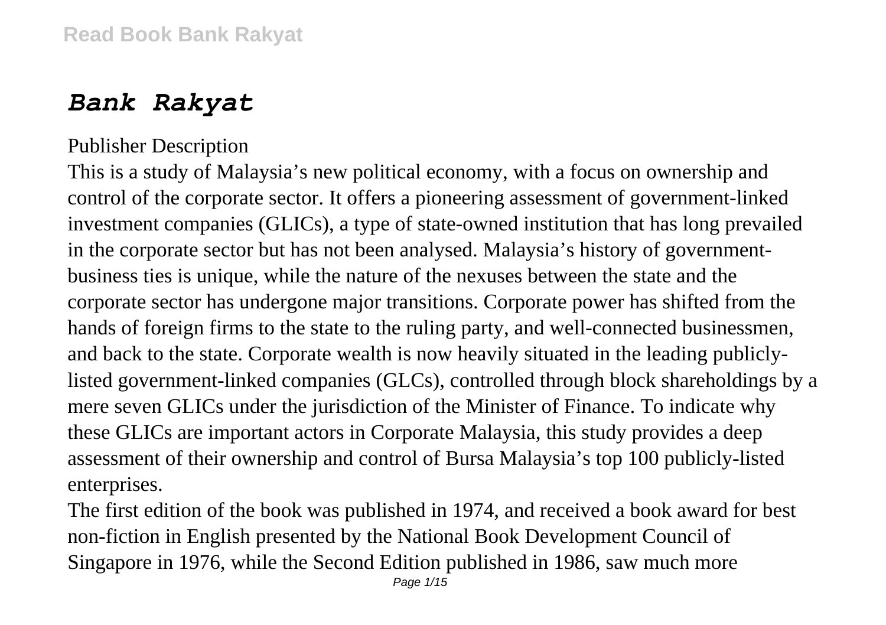# *Bank Rakyat*

Publisher Description

This is a study of Malaysia's new political economy, with a focus on ownership and control of the corporate sector. It offers a pioneering assessment of government-linked investment companies (GLICs), a type of state-owned institution that has long prevailed in the corporate sector but has not been analysed. Malaysia's history of government-business ties is unique, while the nature of the nexuses between the state and the corporate sector has undergone major transitions. Corporate power has shifted from the hands of foreign firms to the state to the ruling party, and well-connected businessmen, and back to the state. Corporate wealth is now heavily situated in the leading publicly-listed government-linked companies (GLCs), controlled through block shareholdings by a mere seven GLICs under the jurisdiction of the Minister of Finance. To indicate why these GLICs are important actors in Corporate Malaysia, this study provides a deep assessment of their ownership and control of Bursa Malaysia's top 100 publicly-listed enterprises.

The first edition of the book was published in 1974, and received a book award for best non-fiction in English presented by the National Book Development Council of Singapore in 1976, while the Second Edition published in 1986, saw much more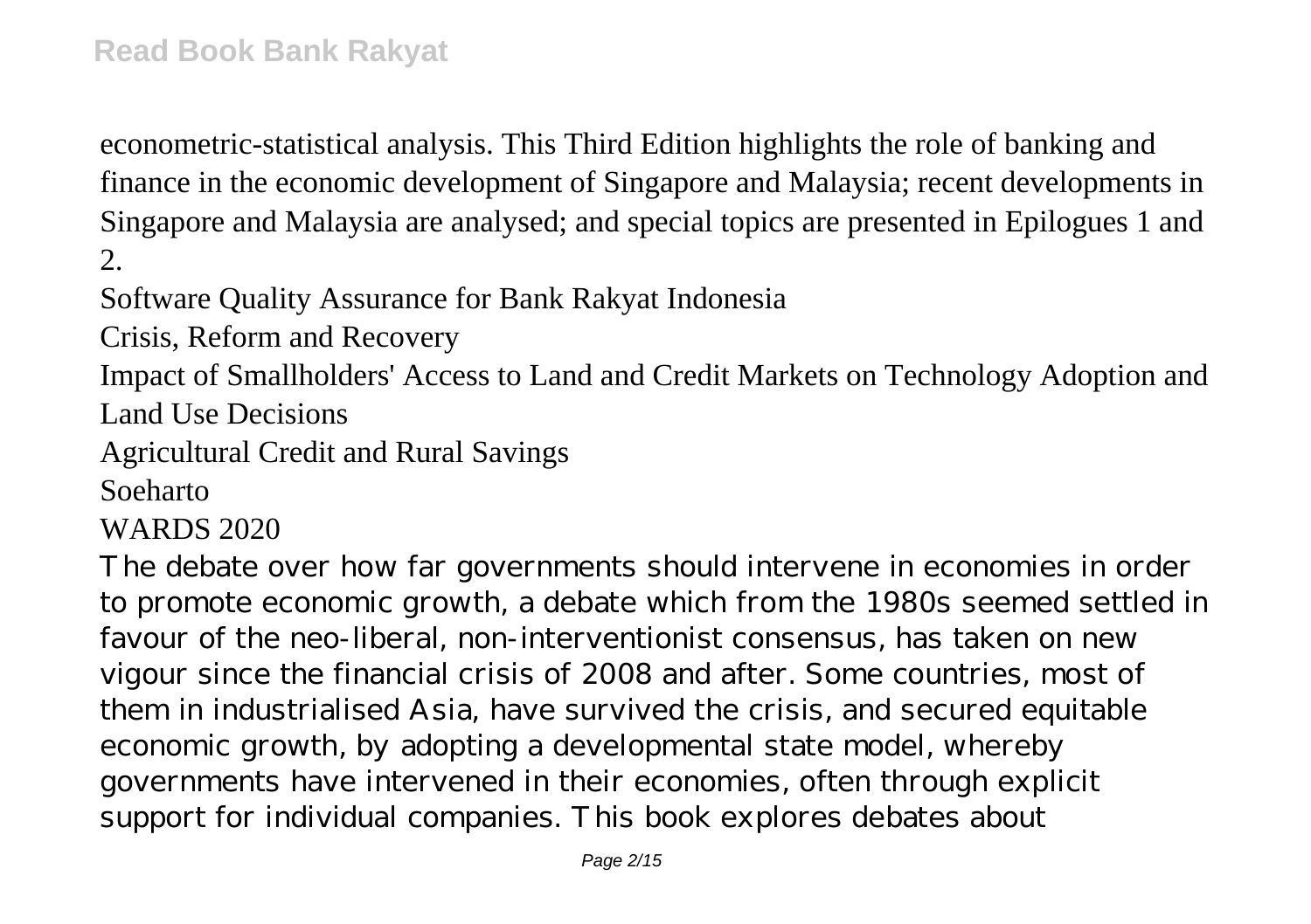econometric-statistical analysis. This Third Edition highlights the role of banking and finance in the economic development of Singapore and Malaysia; recent developments in Singapore and Malaysia are analysed; and special topics are presented in Epilogues 1 and 2.

Software Quality Assurance for Bank Rakyat Indonesia

Crisis, Reform and Recovery

Impact of Smallholders' Access to Land and Credit Markets on Technology Adoption and Land Use Decisions

Agricultural Credit and Rural Savings

Soeharto

WARDS 2020

The debate over how far governments should intervene in economies in order to promote economic growth, a debate which from the 1980s seemed settled in favour of the neo-liberal, non-interventionist consensus, has taken on new vigour since the financial crisis of 2008 and after. Some countries, most of them in industrialised Asia, have survived the crisis, and secured equitable economic growth, by adopting a developmental state model, whereby governments have intervened in their economies, often through explicit support for individual companies. This book explores debates about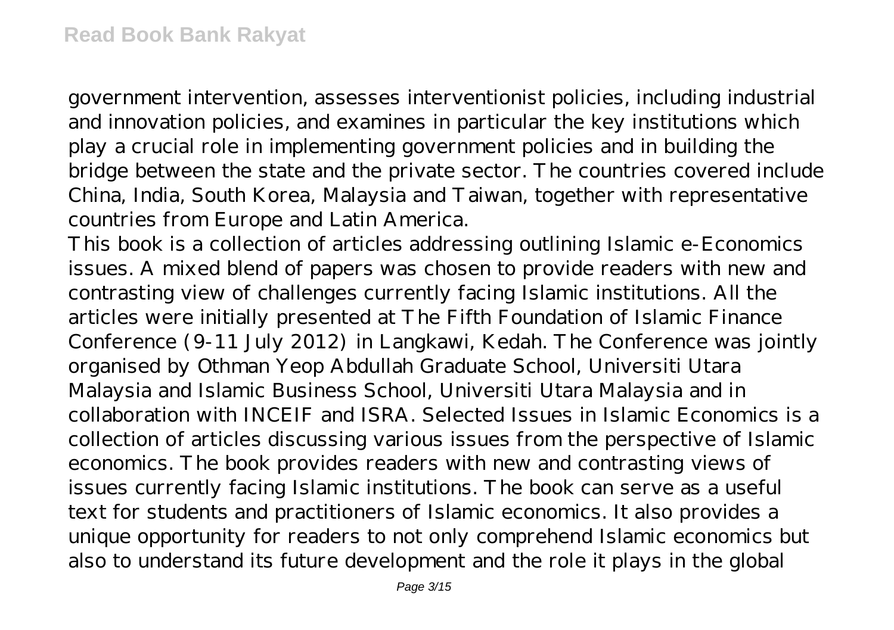government intervention, assesses interventionist policies, including industrial and innovation policies, and examines in particular the key institutions which play a crucial role in implementing government policies and in building the bridge between the state and the private sector. The countries covered include China, India, South Korea, Malaysia and Taiwan, together with representative countries from Europe and Latin America.

This book is a collection of articles addressing outlining Islamic e-Economics issues. A mixed blend of papers was chosen to provide readers with new and contrasting view of challenges currently facing Islamic institutions. All the articles were initially presented at The Fifth Foundation of Islamic Finance Conference (9-11 July 2012) in Langkawi, Kedah. The Conference was jointly organised by Othman Yeop Abdullah Graduate School, Universiti Utara Malaysia and Islamic Business School, Universiti Utara Malaysia and in collaboration with INCEIF and ISRA. Selected Issues in Islamic Economics is a collection of articles discussing various issues from the perspective of Islamic economics. The book provides readers with new and contrasting views of issues currently facing Islamic institutions. The book can serve as a useful text for students and practitioners of Islamic economics. It also provides a unique opportunity for readers to not only comprehend Islamic economics but also to understand its future development and the role it plays in the global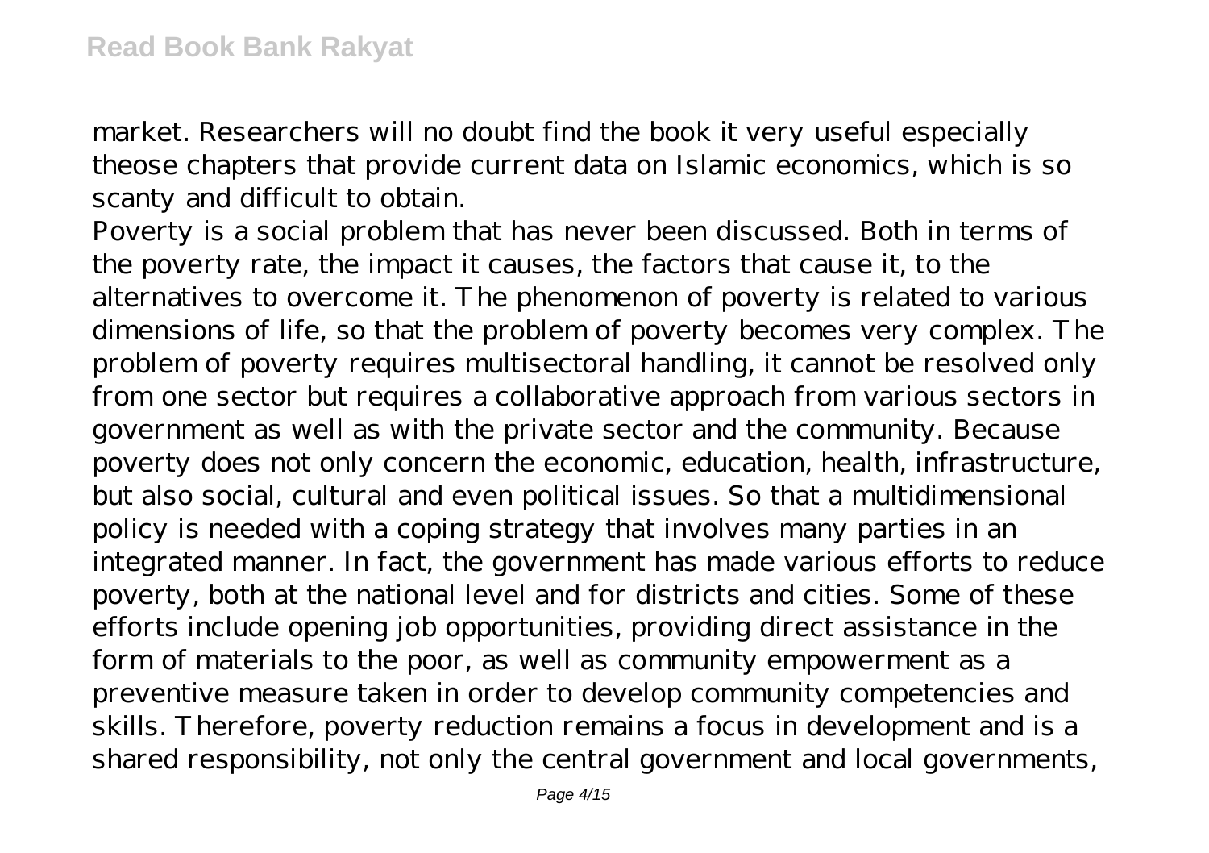market. Researchers will no doubt find the book it very useful especially theose chapters that provide current data on Islamic economics, which is so scanty and difficult to obtain.

Poverty is a social problem that has never been discussed. Both in terms of the poverty rate, the impact it causes, the factors that cause it, to the alternatives to overcome it. The phenomenon of poverty is related to various dimensions of life, so that the problem of poverty becomes very complex. The problem of poverty requires multisectoral handling, it cannot be resolved only from one sector but requires a collaborative approach from various sectors in government as well as with the private sector and the community. Because poverty does not only concern the economic, education, health, infrastructure, but also social, cultural and even political issues. So that a multidimensional policy is needed with a coping strategy that involves many parties in an integrated manner. In fact, the government has made various efforts to reduce poverty, both at the national level and for districts and cities. Some of these efforts include opening job opportunities, providing direct assistance in the form of materials to the poor, as well as community empowerment as a preventive measure taken in order to develop community competencies and skills. Therefore, poverty reduction remains a focus in development and is a shared responsibility, not only the central government and local governments,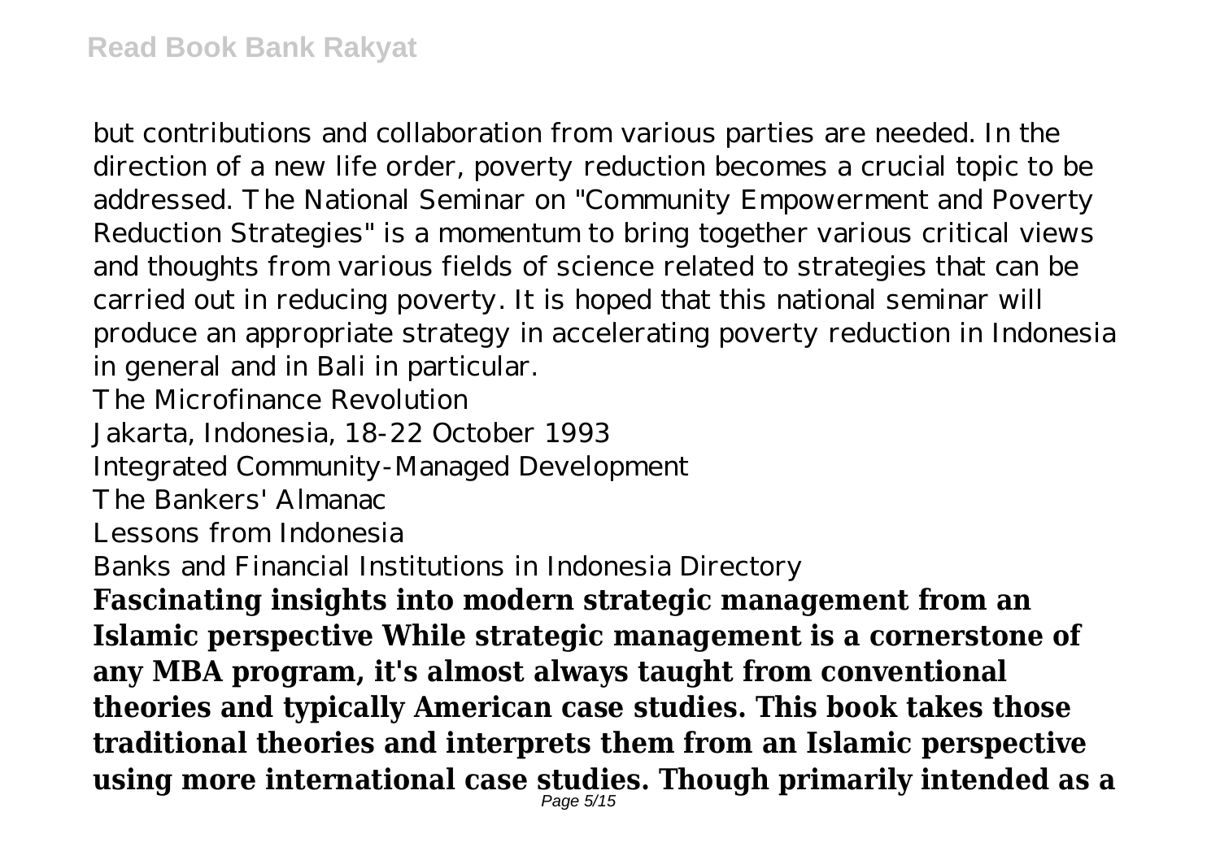but contributions and collaboration from various parties are needed. In the direction of a new life order, poverty reduction becomes a crucial topic to be addressed. The National Seminar on "Community Empowerment and Poverty Reduction Strategies" is a momentum to bring together various critical views and thoughts from various fields of science related to strategies that can be carried out in reducing poverty. It is hoped that this national seminar will produce an appropriate strategy in accelerating poverty reduction in Indonesia in general and in Bali in particular.

The Microfinance Revolution

Jakarta, Indonesia, 18-22 October 1993

Integrated Community-Managed Development

The Bankers' Almanac

Lessons from Indonesia

Banks and Financial Institutions in Indonesia Directory

**Fascinating insights into modern strategic management from an Islamic perspective While strategic management is a cornerstone of any MBA program, it's almost always taught from conventional theories and typically American case studies. This book takes those traditional theories and interprets them from an Islamic perspective using more international case studies. Though primarily intended as a**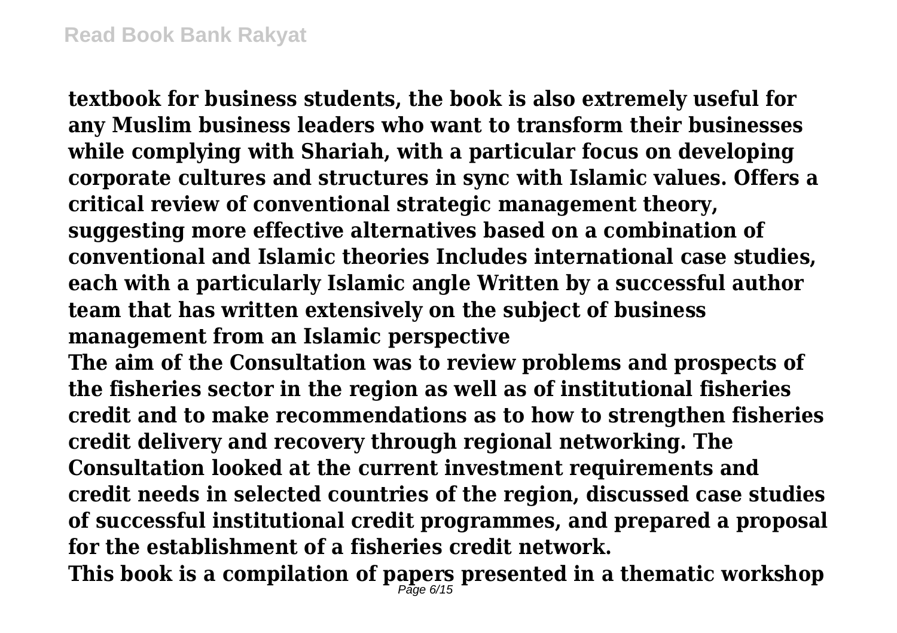**textbook for business students, the book is also extremely useful for any Muslim business leaders who want to transform their businesses while complying with Shariah, with a particular focus on developing corporate cultures and structures in sync with Islamic values. Offers a critical review of conventional strategic management theory, suggesting more effective alternatives based on a combination of conventional and Islamic theories Includes international case studies, each with a particularly Islamic angle Written by a successful author team that has written extensively on the subject of business management from an Islamic perspective**

**The aim of the Consultation was to review problems and prospects of the fisheries sector in the region as well as of institutional fisheries credit and to make recommendations as to how to strengthen fisheries credit delivery and recovery through regional networking. The Consultation looked at the current investment requirements and credit needs in selected countries of the region, discussed case studies of successful institutional credit programmes, and prepared a proposal for the establishment of a fisheries credit network.**

**This book is a compilation of papers presented in a thematic workshop**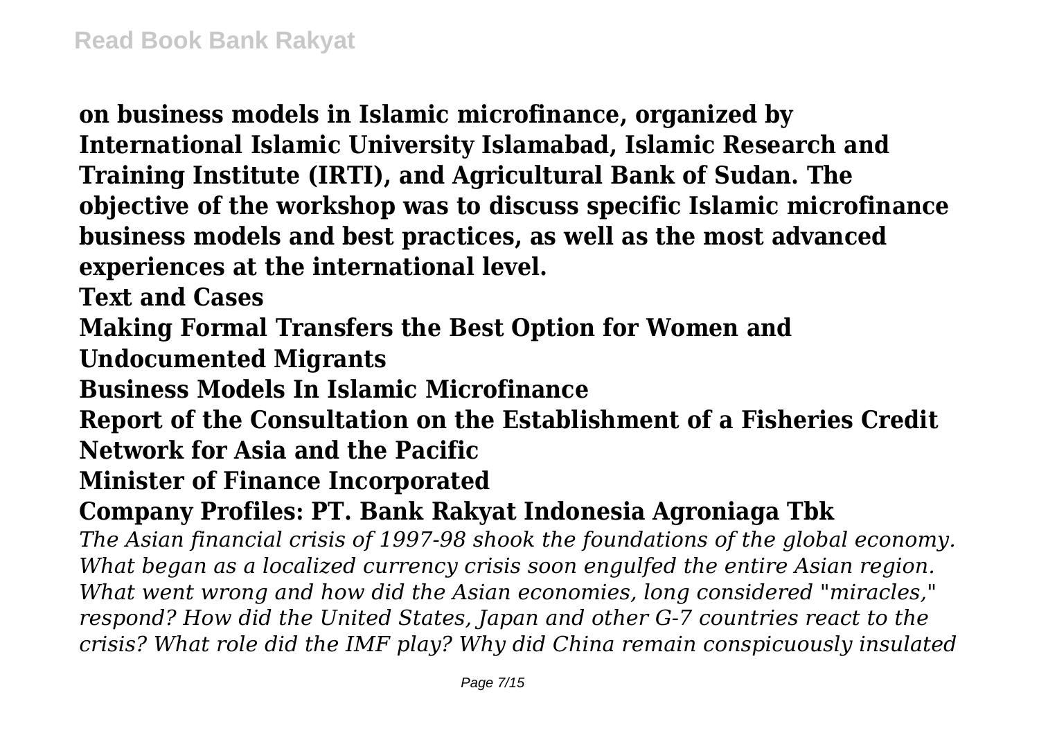**on business models in Islamic microfinance, organized by International Islamic University Islamabad, Islamic Research and Training Institute (IRTI), and Agricultural Bank of Sudan. The objective of the workshop was to discuss specific Islamic microfinance business models and best practices, as well as the most advanced experiences at the international level.**

**Text and Cases**

**Making Formal Transfers the Best Option for Women and Undocumented Migrants**

**Business Models In Islamic Microfinance**

**Report of the Consultation on the Establishment of a Fisheries Credit Network for Asia and the Pacific**

**Minister of Finance Incorporated**

**Company Profiles: PT. Bank Rakyat Indonesia Agroniaga Tbk**

*The Asian financial crisis of 1997-98 shook the foundations of the global economy. What began as a localized currency crisis soon engulfed the entire Asian region. What went wrong and how did the Asian economies, long considered "miracles," respond? How did the United States, Japan and other G-7 countries react to the crisis? What role did the IMF play? Why did China remain conspicuously insulated*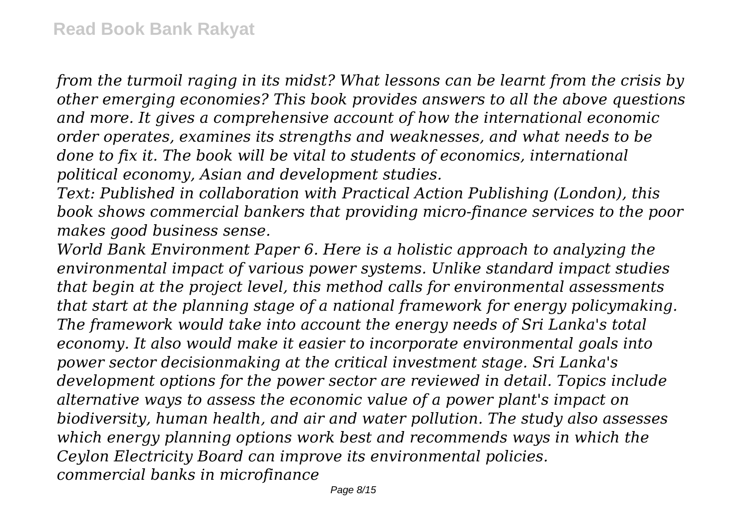*from the turmoil raging in its midst? What lessons can be learnt from the crisis by other emerging economies? This book provides answers to all the above questions and more. It gives a comprehensive account of how the international economic order operates, examines its strengths and weaknesses, and what needs to be done to fix it. The book will be vital to students of economics, international political economy, Asian and development studies.*

*Text: Published in collaboration with Practical Action Publishing (London), this book shows commercial bankers that providing micro-finance services to the poor makes good business sense.*

*World Bank Environment Paper 6. Here is a holistic approach to analyzing the environmental impact of various power systems. Unlike standard impact studies that begin at the project level, this method calls for environmental assessments that start at the planning stage of a national framework for energy policymaking. The framework would take into account the energy needs of Sri Lanka's total economy. It also would make it easier to incorporate environmental goals into power sector decisionmaking at the critical investment stage. Sri Lanka's development options for the power sector are reviewed in detail. Topics include alternative ways to assess the economic value of a power plant's impact on biodiversity, human health, and air and water pollution. The study also assesses which energy planning options work best and recommends ways in which the Ceylon Electricity Board can improve its environmental policies.*

*commercial banks in microfinance*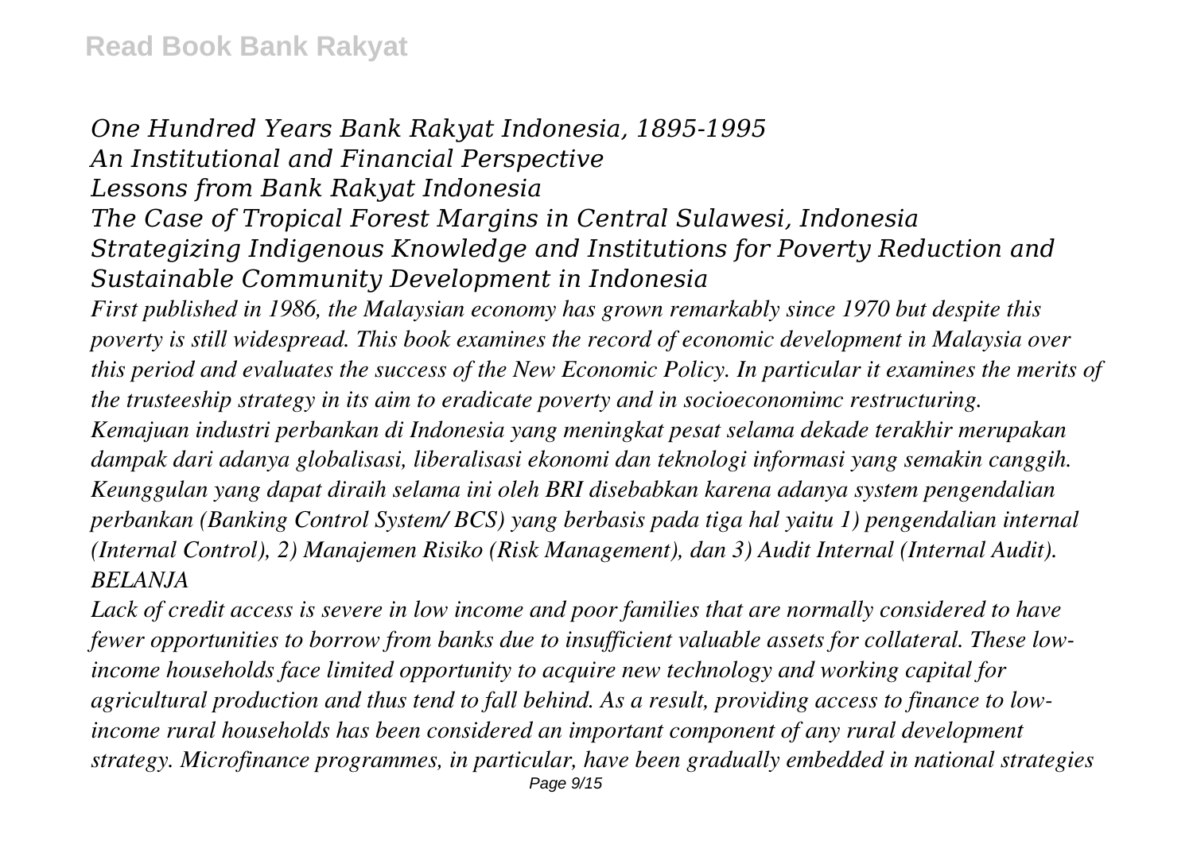*One Hundred Years Bank Rakyat Indonesia, 1895-1995*
*An Institutional and Financial Perspective*
*Lessons from Bank Rakyat Indonesia*
*The Case of Tropical Forest Margins in Central Sulawesi, Indonesia*
*Strategizing Indigenous Knowledge and Institutions for Poverty Reduction and Sustainable Community Development in Indonesia*

*First published in 1986, the Malaysian economy has grown remarkably since 1970 but despite this poverty is still widespread. This book examines the record of economic development in Malaysia over this period and evaluates the success of the New Economic Policy. In particular it examines the merits of the trusteeship strategy in its aim to eradicate poverty and in socioeconomimc restructuring.*

*Kemajuan industri perbankan di Indonesia yang meningkat pesat selama dekade terakhir merupakan dampak dari adanya globalisasi, liberalisasi ekonomi dan teknologi informasi yang semakin canggih. Keunggulan yang dapat diraih selama ini oleh BRI disebabkan karena adanya system pengendalian perbankan (Banking Control System/ BCS) yang berbasis pada tiga hal yaitu 1) pengendalian internal (Internal Control), 2) Manajemen Risiko (Risk Management), dan 3) Audit Internal (Internal Audit).*

*BELANJA*

*Lack of credit access is severe in low income and poor families that are normally considered to have fewer opportunities to borrow from banks due to insufficient valuable assets for collateral. These low-income households face limited opportunity to acquire new technology and working capital for agricultural production and thus tend to fall behind. As a result, providing access to finance to low-income rural households has been considered an important component of any rural development strategy. Microfinance programmes, in particular, have been gradually embedded in national strategies*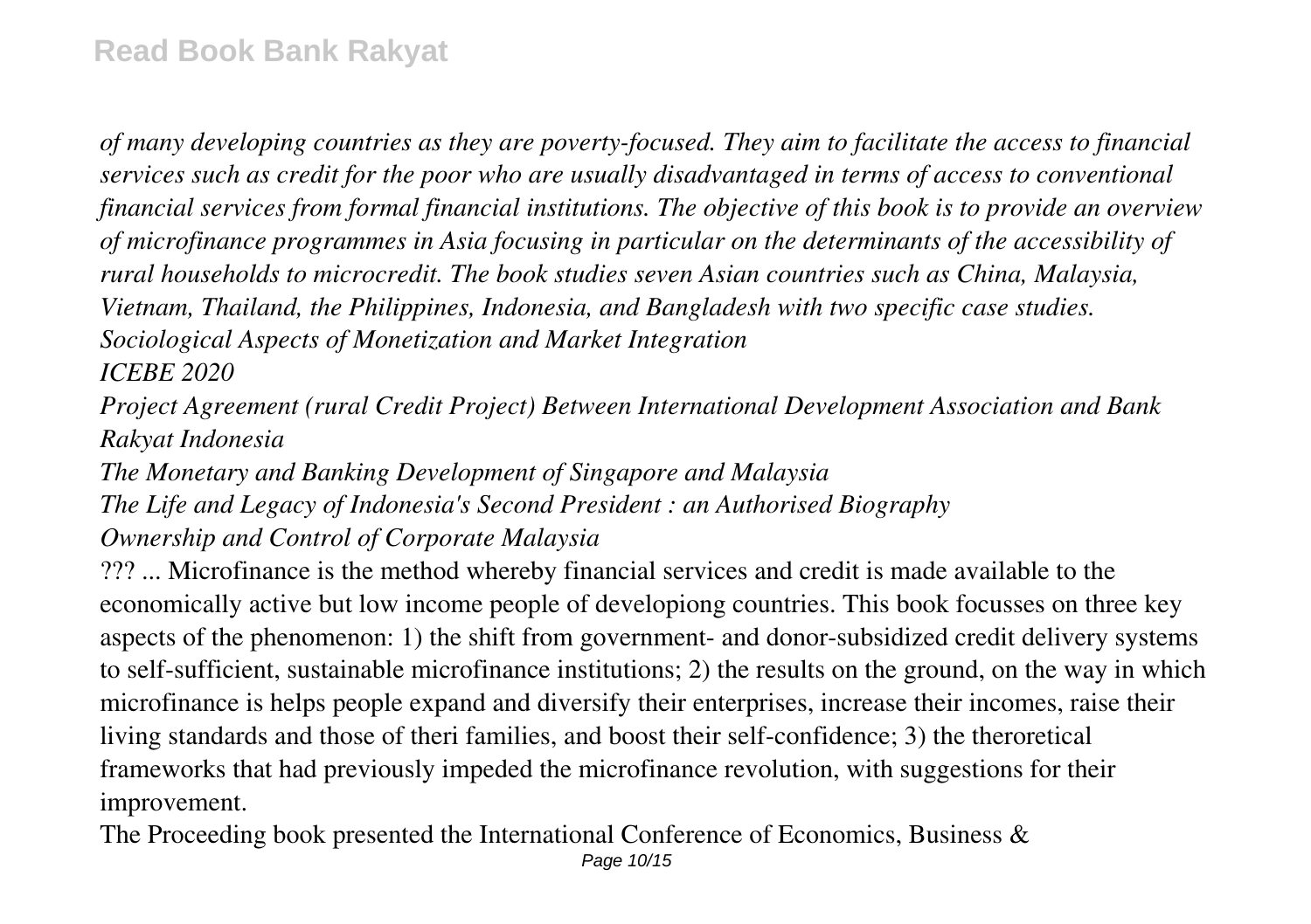*of many developing countries as they are poverty-focused. They aim to facilitate the access to financial services such as credit for the poor who are usually disadvantaged in terms of access to conventional financial services from formal financial institutions. The objective of this book is to provide an overview of microfinance programmes in Asia focusing in particular on the determinants of the accessibility of rural households to microcredit. The book studies seven Asian countries such as China, Malaysia, Vietnam, Thailand, the Philippines, Indonesia, and Bangladesh with two specific case studies.*

*Sociological Aspects of Monetization and Market Integration*

*ICEBE 2020*

*Project Agreement (rural Credit Project) Between International Development Association and Bank Rakyat Indonesia*

*The Monetary and Banking Development of Singapore and Malaysia*

*The Life and Legacy of Indonesia's Second President : an Authorised Biography*

*Ownership and Control of Corporate Malaysia*

??? ... Microfinance is the method whereby financial services and credit is made available to the economically active but low income people of developiong countries. This book focusses on three key aspects of the phenomenon: 1) the shift from government- and donor-subsidized credit delivery systems to self-sufficient, sustainable microfinance institutions; 2) the results on the ground, on the way in which microfinance is helps people expand and diversify their enterprises, increase their incomes, raise their living standards and those of theri families, and boost their self-confidence; 3) the theroretical frameworks that had previously impeded the microfinance revolution, with suggestions for their improvement.

The Proceeding book presented the International Conference of Economics, Business &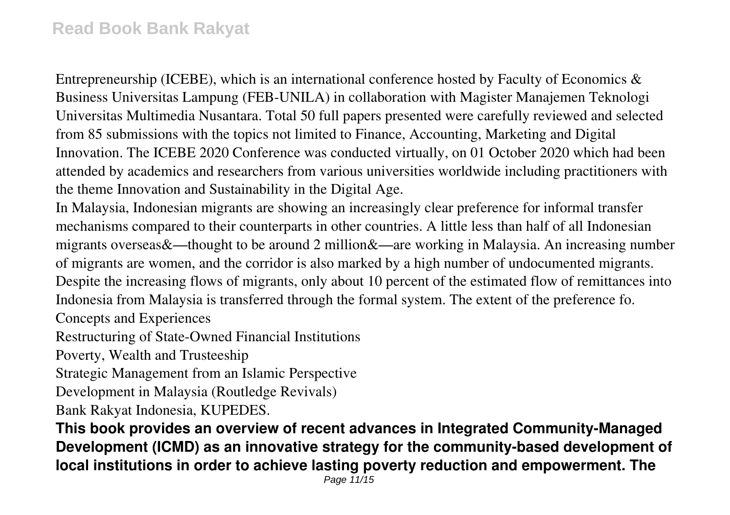Entrepreneurship (ICEBE), which is an international conference hosted by Faculty of Economics & Business Universitas Lampung (FEB-UNILA) in collaboration with Magister Manajemen Teknologi Universitas Multimedia Nusantara. Total 50 full papers presented were carefully reviewed and selected from 85 submissions with the topics not limited to Finance, Accounting, Marketing and Digital Innovation. The ICEBE 2020 Conference was conducted virtually, on 01 October 2020 which had been attended by academics and researchers from various universities worldwide including practitioners with the theme Innovation and Sustainability in the Digital Age.

In Malaysia, Indonesian migrants are showing an increasingly clear preference for informal transfer mechanisms compared to their counterparts in other countries. A little less than half of all Indonesian migrants overseas&—thought to be around 2 million&—are working in Malaysia. An increasing number of migrants are women, and the corridor is also marked by a high number of undocumented migrants. Despite the increasing flows of migrants, only about 10 percent of the estimated flow of remittances into Indonesia from Malaysia is transferred through the formal system. The extent of the preference fo.

Concepts and Experiences

Restructuring of State-Owned Financial Institutions

Poverty, Wealth and Trusteeship

Strategic Management from an Islamic Perspective

Development in Malaysia (Routledge Revivals)

Bank Rakyat Indonesia, KUPEDES.

**This book provides an overview of recent advances in Integrated Community-Managed Development (ICMD) as an innovative strategy for the community-based development of local institutions in order to achieve lasting poverty reduction and empowerment. The**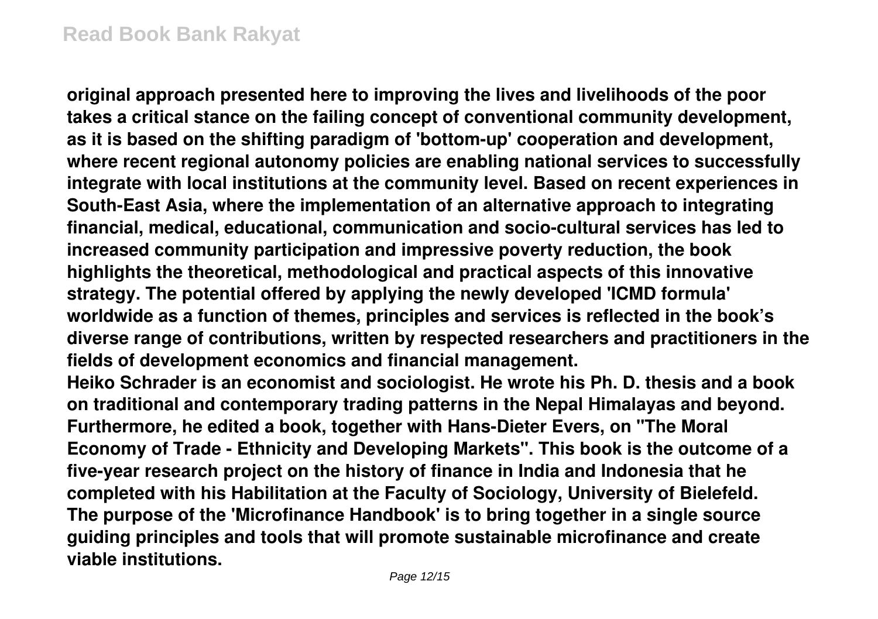**original approach presented here to improving the lives and livelihoods of the poor takes a critical stance on the failing concept of conventional community development, as it is based on the shifting paradigm of 'bottom-up' cooperation and development, where recent regional autonomy policies are enabling national services to successfully integrate with local institutions at the community level. Based on recent experiences in South-East Asia, where the implementation of an alternative approach to integrating financial, medical, educational, communication and socio-cultural services has led to increased community participation and impressive poverty reduction, the book highlights the theoretical, methodological and practical aspects of this innovative strategy. The potential offered by applying the newly developed 'ICMD formula' worldwide as a function of themes, principles and services is reflected in the book's diverse range of contributions, written by respected researchers and practitioners in the fields of development economics and financial management.**

**Heiko Schrader is an economist and sociologist. He wrote his Ph. D. thesis and a book on traditional and contemporary trading patterns in the Nepal Himalayas and beyond. Furthermore, he edited a book, together with Hans-Dieter Evers, on "The Moral Economy of Trade - Ethnicity and Developing Markets". This book is the outcome of a five-year research project on the history of finance in India and Indonesia that he completed with his Habilitation at the Faculty of Sociology, University of Bielefeld.**

**The purpose of the 'Microfinance Handbook' is to bring together in a single source guiding principles and tools that will promote sustainable microfinance and create viable institutions.**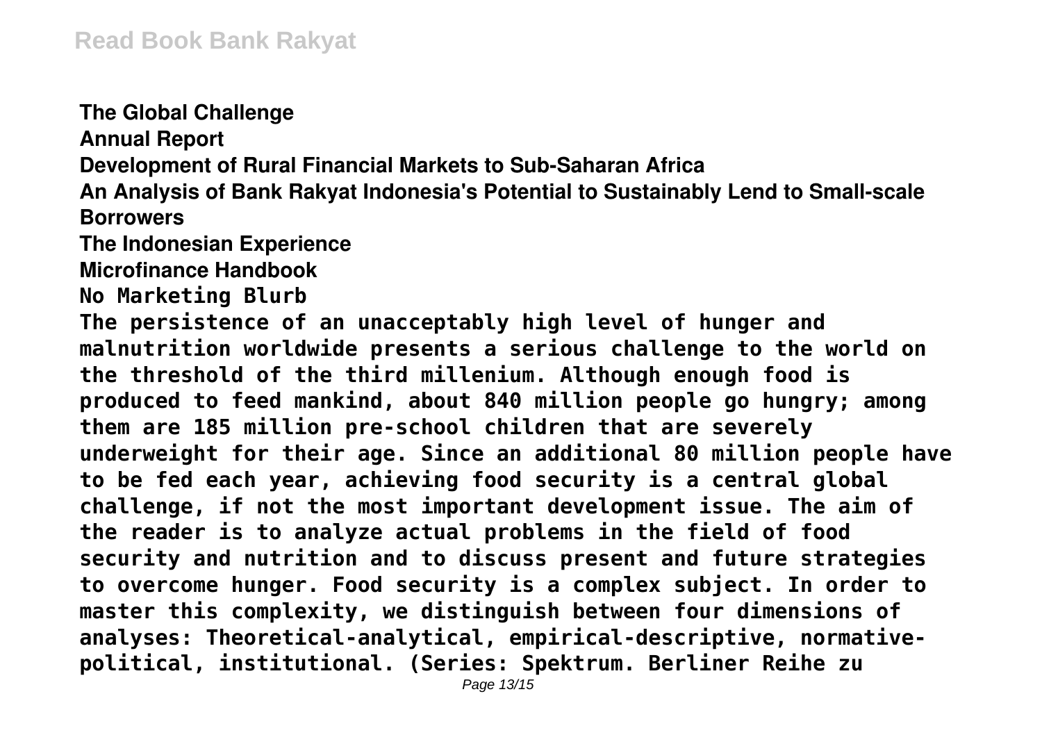**The Global Challenge**

**Annual Report**

**Development of Rural Financial Markets to Sub-Saharan Africa**

**An Analysis of Bank Rakyat Indonesia's Potential to Sustainably Lend to Small-scale Borrowers**

**The Indonesian Experience**

**Microfinance Handbook**

**No Marketing Blurb**

**The persistence of an unacceptably high level of hunger and malnutrition worldwide presents a serious challenge to the world on the threshold of the third millenium. Although enough food is produced to feed mankind, about 840 million people go hungry; among them are 185 million pre-school children that are severely underweight for their age. Since an additional 80 million people have to be fed each year, achieving food security is a central global challenge, if not the most important development issue. The aim of the reader is to analyze actual problems in the field of food security and nutrition and to discuss present and future strategies to overcome hunger. Food security is a complex subject. In order to master this complexity, we distinguish between four dimensions of analyses: Theoretical-analytical, empirical-descriptive, normative-political, institutional. (Series: Spektrum. Berliner Reihe zu**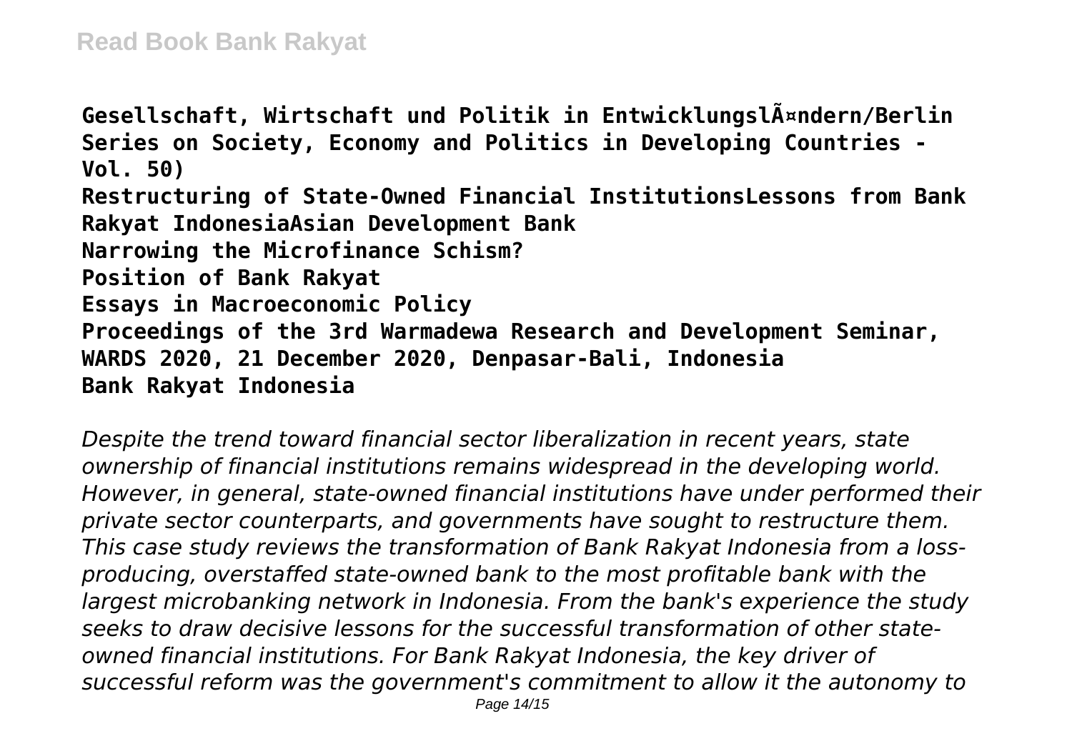**Gesellschaft, Wirtschaft und Politik in EntwicklungslÃ¤ndern/Berlin Series on Society, Economy and Politics in Developing Countries - Vol. 50)**
**Restructuring of State-Owned Financial InstitutionsLessons from Bank Rakyat IndonesiaAsian Development Bank**
**Narrowing the Microfinance Schism?**
**Position of Bank Rakyat**
**Essays in Macroeconomic Policy**
**Proceedings of the 3rd Warmadewa Research and Development Seminar, WARDS 2020, 21 December 2020, Denpasar-Bali, Indonesia**
**Bank Rakyat Indonesia**

*Despite the trend toward financial sector liberalization in recent years, state ownership of financial institutions remains widespread in the developing world. However, in general, state-owned financial institutions have under performed their private sector counterparts, and governments have sought to restructure them. This case study reviews the transformation of Bank Rakyat Indonesia from a loss-producing, overstaffed state-owned bank to the most profitable bank with the largest microbanking network in Indonesia. From the bank's experience the study seeks to draw decisive lessons for the successful transformation of other state-owned financial institutions. For Bank Rakyat Indonesia, the key driver of successful reform was the government's commitment to allow it the autonomy to*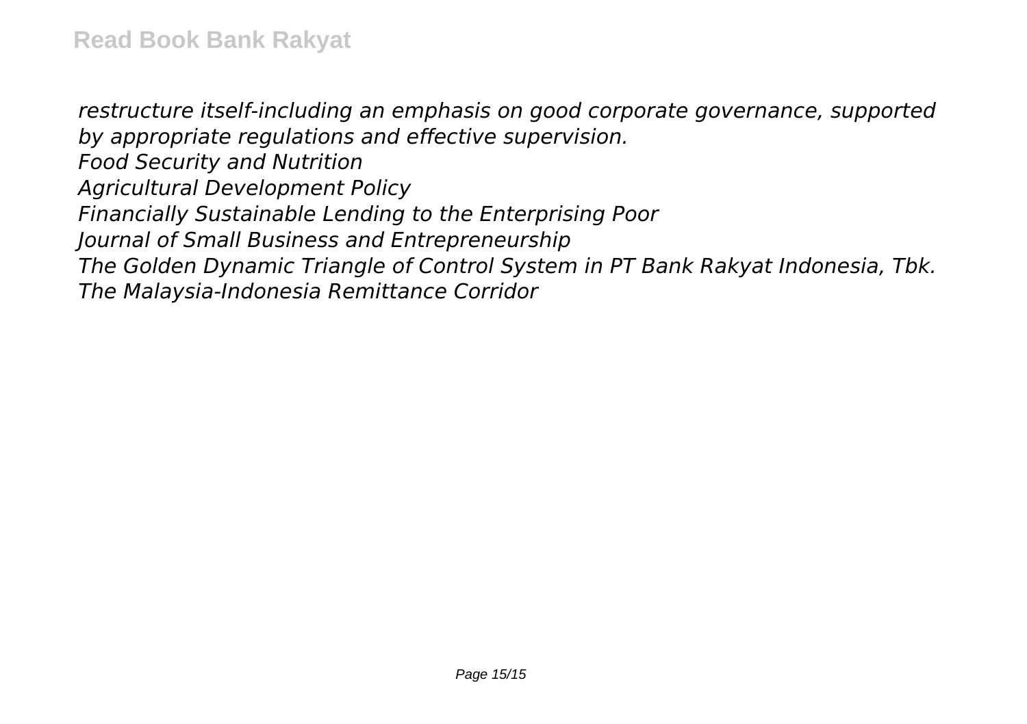*restructure itself-including an emphasis on good corporate governance, supported by appropriate regulations and effective supervision.*
*Food Security and Nutrition*
*Agricultural Development Policy*
*Financially Sustainable Lending to the Enterprising Poor*
*Journal of Small Business and Entrepreneurship*
*The Golden Dynamic Triangle of Control System in PT Bank Rakyat Indonesia, Tbk.*
*The Malaysia-Indonesia Remittance Corridor*